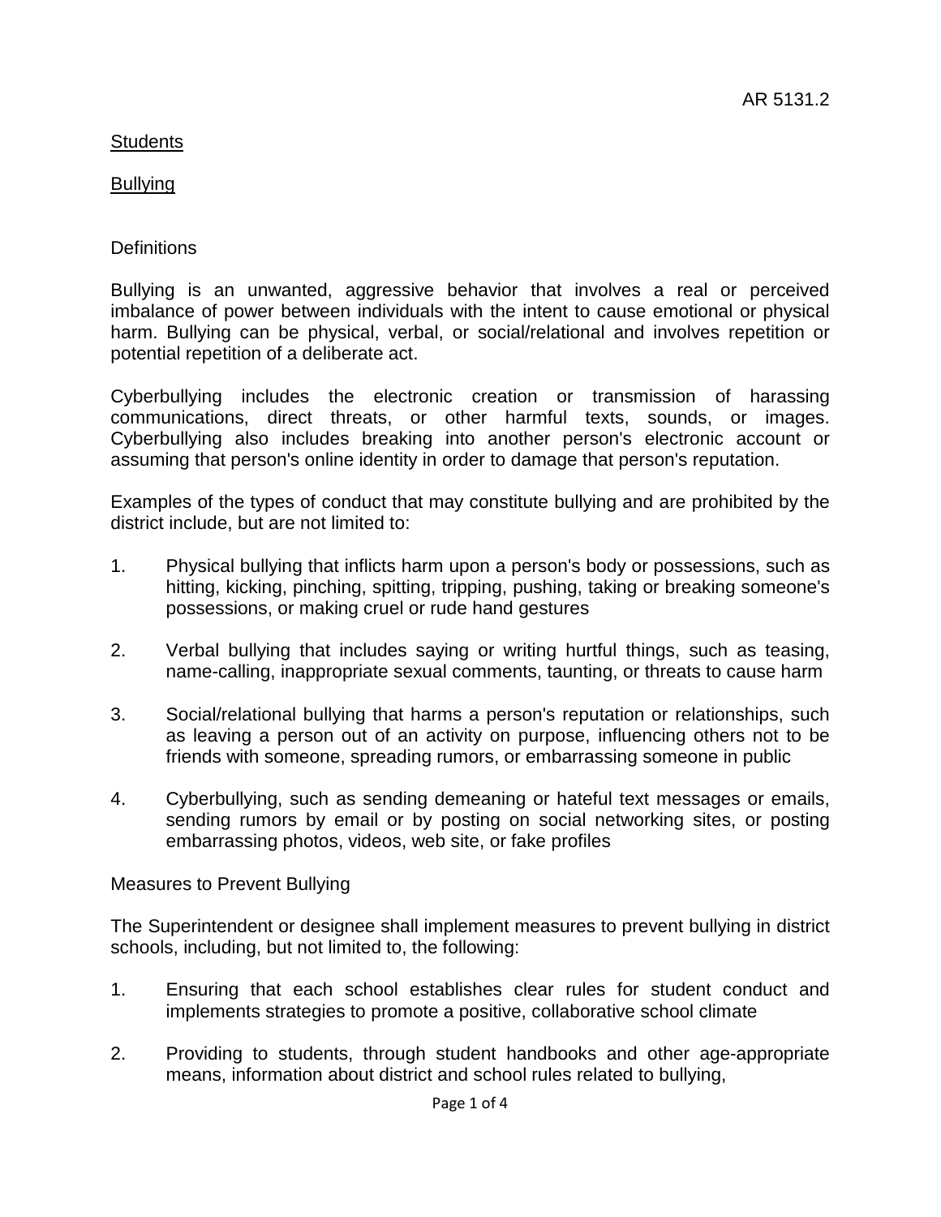AR 5131.2

Students

Bullying

Definitions

Bullying is an unwanted, aggressive behavior that involves a real or perceived imbalance of power between individuals with the intent to cause emotional or physical harm. Bullying can be physical, verbal, or social/relational and involves repetition or potential repetition of a deliberate act.

Cyberbullying includes the electronic creation or transmission of harassing communications, direct threats, or other harmful texts, sounds, or images. Cyberbullying also includes breaking into another person's electronic account or assuming that person's online identity in order to damage that person's reputation.

Examples of the types of conduct that may constitute bullying and are prohibited by the district include, but are not limited to:

1. Physical bullying that inflicts harm upon a person's body or possessions, such as hitting, kicking, pinching, spitting, tripping, pushing, taking or breaking someone's possessions, or making cruel or rude hand gestures

2. Verbal bullying that includes saying or writing hurtful things, such as teasing, name-calling, inappropriate sexual comments, taunting, or threats to cause harm

3. Social/relational bullying that harms a person's reputation or relationships, such as leaving a person out of an activity on purpose, influencing others not to be friends with someone, spreading rumors, or embarrassing someone in public

4. Cyberbullying, such as sending demeaning or hateful text messages or emails, sending rumors by email or by posting on social networking sites, or posting embarrassing photos, videos, web site, or fake profiles

Measures to Prevent Bullying

The Superintendent or designee shall implement measures to prevent bullying in district schools, including, but not limited to, the following:

1. Ensuring that each school establishes clear rules for student conduct and implements strategies to promote a positive, collaborative school climate

2. Providing to students, through student handbooks and other age-appropriate means, information about district and school rules related to bullying,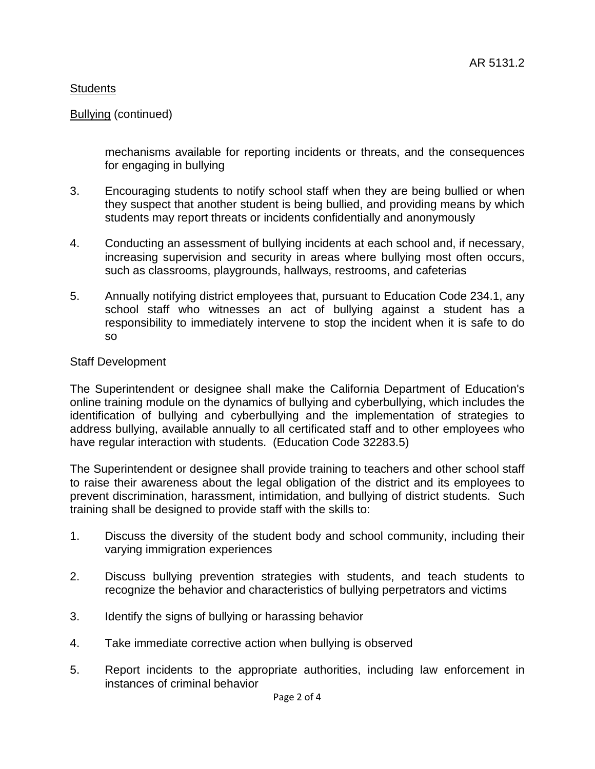mechanisms available for reporting incidents or threats, and the consequences for engaging in bullying

3. Encouraging students to notify school staff when they are being bullied or when they suspect that another student is being bullied, and providing means by which students may report threats or incidents confidentially and anonymously

4. Conducting an assessment of bullying incidents at each school and, if necessary, increasing supervision and security in areas where bullying most often occurs, such as classrooms, playgrounds, hallways, restrooms, and cafeterias

5. Annually notifying district employees that, pursuant to Education Code 234.1, any school staff who witnesses an act of bullying against a student has a responsibility to immediately intervene to stop the incident when it is safe to do so

Staff Development

The Superintendent or designee shall make the California Department of Education's online training module on the dynamics of bullying and cyberbullying, which includes the identification of bullying and cyberbullying and the implementation of strategies to address bullying, available annually to all certificated staff and to other employees who have regular interaction with students. (Education Code 32283.5)

The Superintendent or designee shall provide training to teachers and other school staff to raise their awareness about the legal obligation of the district and its employees to prevent discrimination, harassment, intimidation, and bullying of district students. Such training shall be designed to provide staff with the skills to:

1. Discuss the diversity of the student body and school community, including their varying immigration experiences

2. Discuss bullying prevention strategies with students, and teach students to recognize the behavior and characteristics of bullying perpetrators and victims

3. Identify the signs of bullying or harassing behavior

4. Take immediate corrective action when bullying is observed

5. Report incidents to the appropriate authorities, including law enforcement in instances of criminal behavior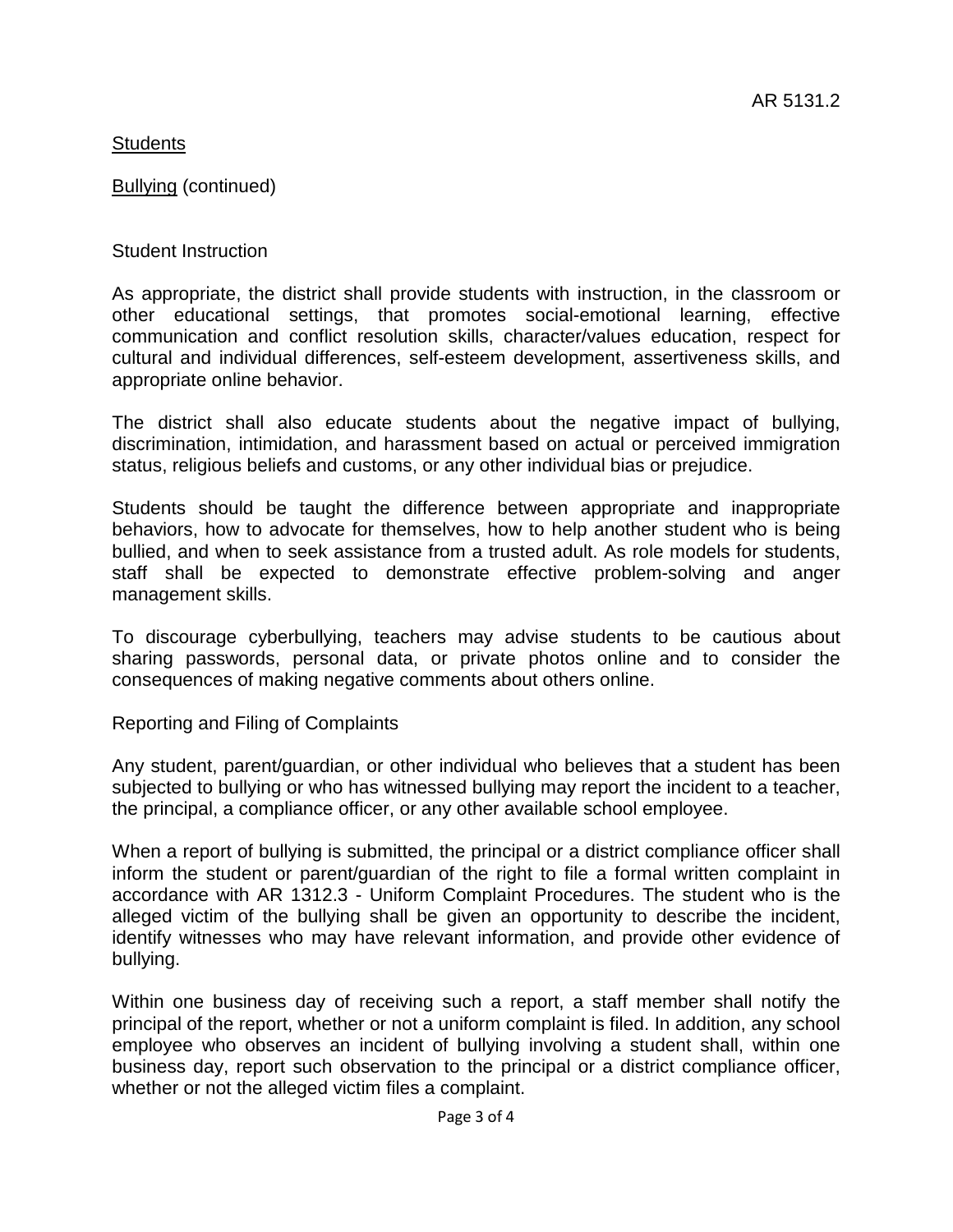AR 5131.2

Students

Bullying (continued)

## Student Instruction

As appropriate, the district shall provide students with instruction, in the classroom or other educational settings, that promotes social-emotional learning, effective communication and conflict resolution skills, character/values education, respect for cultural and individual differences, self-esteem development, assertiveness skills, and appropriate online behavior.

The district shall also educate students about the negative impact of bullying, discrimination, intimidation, and harassment based on actual or perceived immigration status, religious beliefs and customs, or any other individual bias or prejudice.

Students should be taught the difference between appropriate and inappropriate behaviors, how to advocate for themselves, how to help another student who is being bullied, and when to seek assistance from a trusted adult. As role models for students, staff shall be expected to demonstrate effective problem-solving and anger management skills.

To discourage cyberbullying, teachers may advise students to be cautious about sharing passwords, personal data, or private photos online and to consider the consequences of making negative comments about others online.

## Reporting and Filing of Complaints

Any student, parent/guardian, or other individual who believes that a student has been subjected to bullying or who has witnessed bullying may report the incident to a teacher, the principal, a compliance officer, or any other available school employee.

When a report of bullying is submitted, the principal or a district compliance officer shall inform the student or parent/guardian of the right to file a formal written complaint in accordance with AR 1312.3 - Uniform Complaint Procedures. The student who is the alleged victim of the bullying shall be given an opportunity to describe the incident, identify witnesses who may have relevant information, and provide other evidence of bullying.

Within one business day of receiving such a report, a staff member shall notify the principal of the report, whether or not a uniform complaint is filed. In addition, any school employee who observes an incident of bullying involving a student shall, within one business day, report such observation to the principal or a district compliance officer, whether or not the alleged victim files a complaint.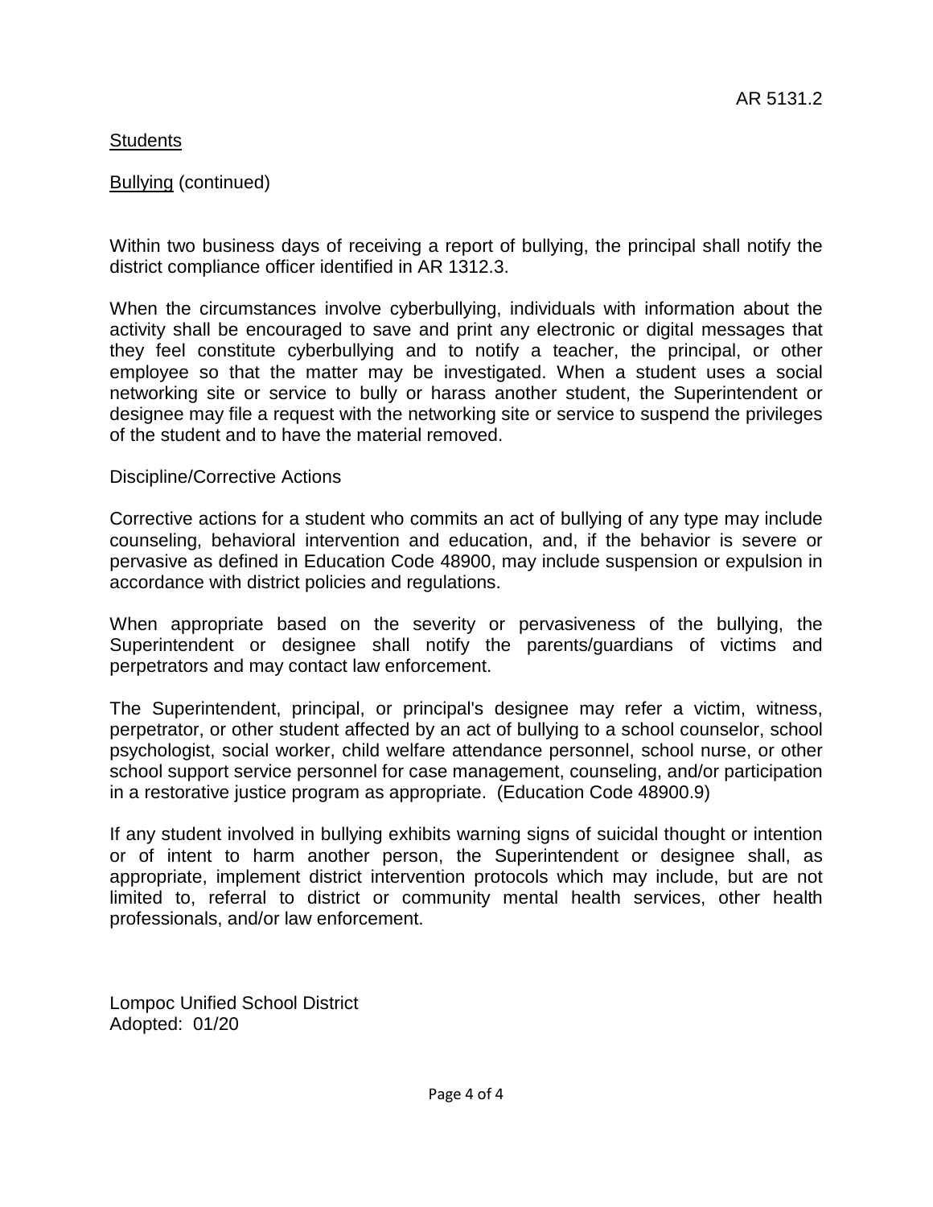Students

Bullying (continued)

Within two business days of receiving a report of bullying, the principal shall notify the district compliance officer identified in AR 1312.3.

When the circumstances involve cyberbullying, individuals with information about the activity shall be encouraged to save and print any electronic or digital messages that they feel constitute cyberbullying and to notify a teacher, the principal, or other employee so that the matter may be investigated. When a student uses a social networking site or service to bully or harass another student, the Superintendent or designee may file a request with the networking site or service to suspend the privileges of the student and to have the material removed.

Discipline/Corrective Actions

Corrective actions for a student who commits an act of bullying of any type may include counseling, behavioral intervention and education, and, if the behavior is severe or pervasive as defined in Education Code 48900, may include suspension or expulsion in accordance with district policies and regulations.

When appropriate based on the severity or pervasiveness of the bullying, the Superintendent or designee shall notify the parents/guardians of victims and perpetrators and may contact law enforcement.

The Superintendent, principal, or principal's designee may refer a victim, witness, perpetrator, or other student affected by an act of bullying to a school counselor, school psychologist, social worker, child welfare attendance personnel, school nurse, or other school support service personnel for case management, counseling, and/or participation in a restorative justice program as appropriate. (Education Code 48900.9)

If any student involved in bullying exhibits warning signs of suicidal thought or intention or of intent to harm another person, the Superintendent or designee shall, as appropriate, implement district intervention protocols which may include, but are not limited to, referral to district or community mental health services, other health professionals, and/or law enforcement.

Lompoc Unified School District
Adopted: 01/20